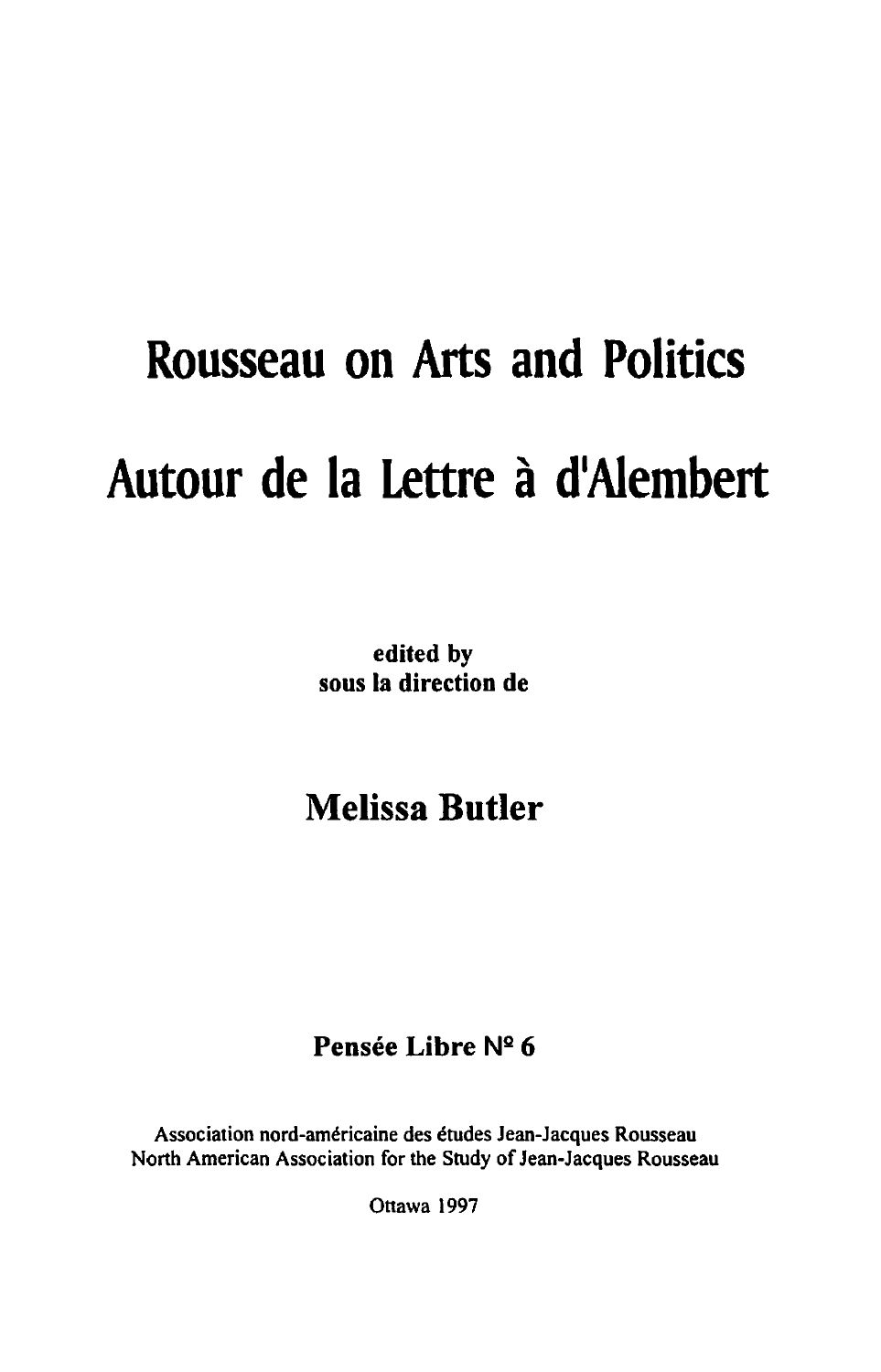# Rousseau on Arts and Politics

# Autour de la Lettre à d'Alembert

**edited by**
**sous la direction de**

## Melissa Butler

**Pensée Libre N° 6**

Association nord-américaine des études Jean-Jacques Rousseau
North American Association for the Study of Jean-Jacques Rousseau

Ottawa 1997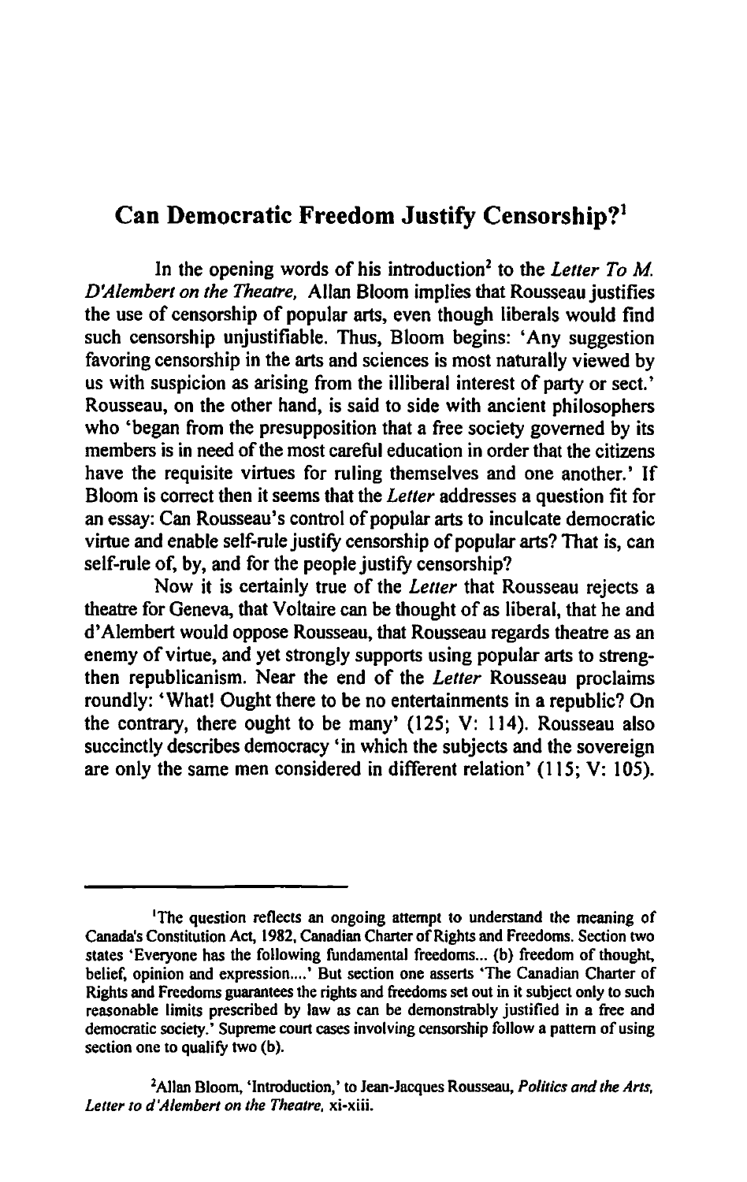## Can Democratic Freedom Justify Censorship?[1]

In the opening words of his introduction[2] to the *Letter To M. D'Alembert on the Theatre,* Allan Bloom implies that Rousseau justifies the use of censorship of popular arts, even though liberals would find such censorship unjustifiable. Thus, Bloom begins: 'Any suggestion favoring censorship in the arts and sciences is most naturally viewed by us with suspicion as arising from the illiberal interest of party or sect.' Rousseau, on the other hand, is said to side with ancient philosophers who 'began from the presupposition that a free society governed by its members is in need of the most careful education in order that the citizens have the requisite virtues for ruling themselves and one another.' If Bloom is correct then it seems that the *Letter* addresses a question fit for an essay: Can Rousseau's control of popular arts to inculcate democratic virtue and enable self-rule justify censorship of popular arts? That is, can self-rule of, by, and for the people justify censorship?

Now it is certainly true of the *Letter* that Rousseau rejects a theatre for Geneva, that Voltaire can be thought of as liberal, that he and d'Alembert would oppose Rousseau, that Rousseau regards theatre as an enemy of virtue, and yet strongly supports using popular arts to strengthen republicanism. Near the end of the *Letter* Rousseau proclaims roundly: 'What! Ought there to be no entertainments in a republic? On the contrary, there ought to be many' (125; V: 114). Rousseau also succinctly describes democracy 'in which the subjects and the sovereign are only the same men considered in different relation' (115; V: 105).

---

[1]The question reflects an ongoing attempt to understand the meaning of Canada's Constitution Act, 1982, Canadian Charter of Rights and Freedoms. Section two states 'Everyone has the following fundamental freedoms... (b) freedom of thought, belief, opinion and expression....' But section one asserts 'The Canadian Charter of Rights and Freedoms guarantees the rights and freedoms set out in it subject only to such reasonable limits prescribed by law as can be demonstrably justified in a free and democratic society.' Supreme court cases involving censorship follow a pattern of using section one to qualify two (b).

[2]Allan Bloom, 'Introduction,' to Jean-Jacques Rousseau, *Politics and the Arts, Letter to d'Alembert on the Theatre,* xi-xiii.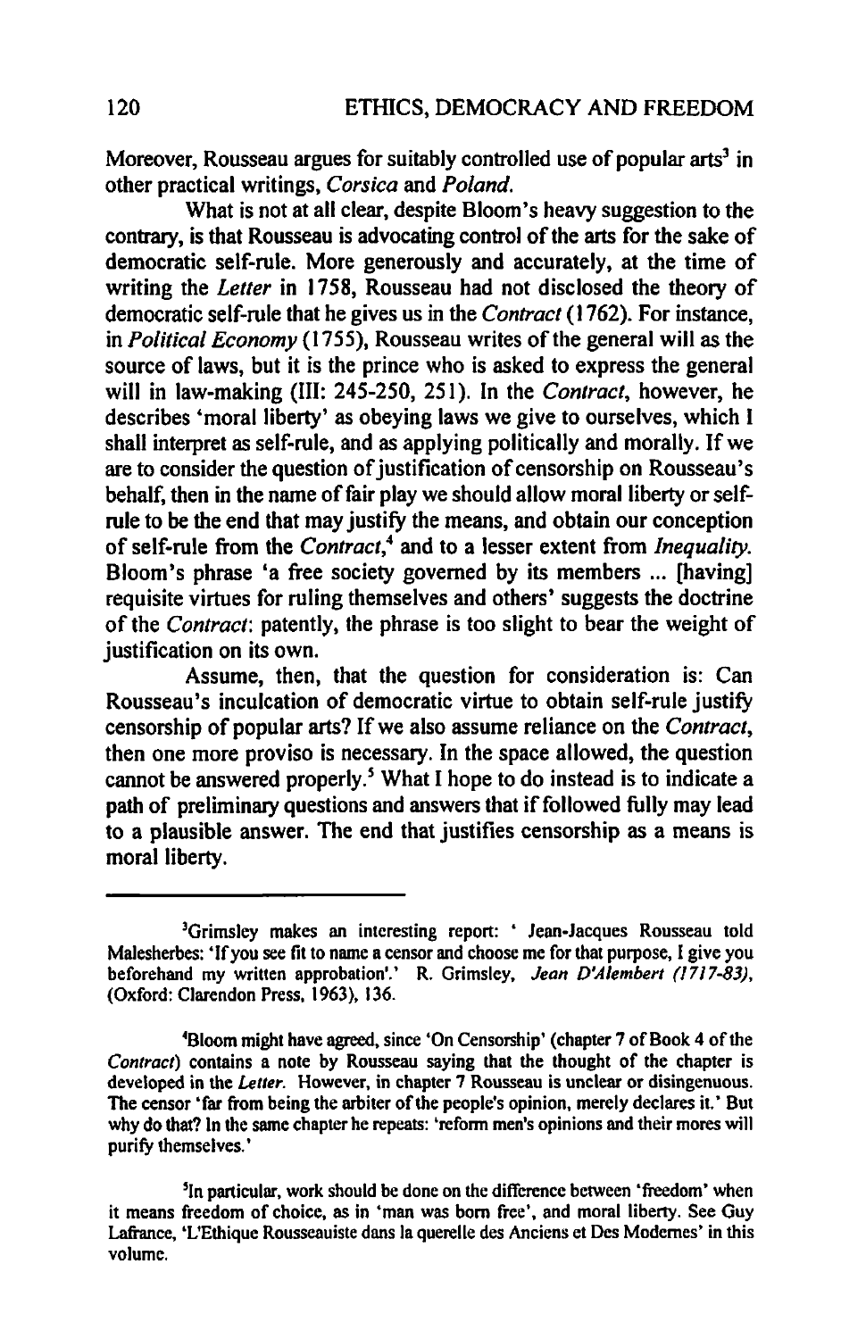Moreover, Rousseau argues for suitably controlled use of popular arts[3] in other practical writings, *Corsica* and *Poland*.

What is not at all clear, despite Bloom's heavy suggestion to the contrary, is that Rousseau is advocating control of the arts for the sake of democratic self-rule. More generously and accurately, at the time of writing the *Letter* in 1758, Rousseau had not disclosed the theory of democratic self-rule that he gives us in the *Contract* (1762). For instance, in *Political Economy* (1755), Rousseau writes of the general will as the source of laws, but it is the prince who is asked to express the general will in law-making (III: 245-250, 251). In the *Contract*, however, he describes 'moral liberty' as obeying laws we give to ourselves, which I shall interpret as self-rule, and as applying politically and morally. If we are to consider the question of justification of censorship on Rousseau's behalf, then in the name of fair play we should allow moral liberty or self-rule to be the end that may justify the means, and obtain our conception of self-rule from the *Contract*,[4] and to a lesser extent from *Inequality*. Bloom's phrase 'a free society governed by its members ... [having] requisite virtues for ruling themselves and others' suggests the doctrine of the *Contract*: patently, the phrase is too slight to bear the weight of justification on its own.

Assume, then, that the question for consideration is: Can Rousseau's inculcation of democratic virtue to obtain self-rule justify censorship of popular arts? If we also assume reliance on the *Contract*, then one more proviso is necessary. In the space allowed, the question cannot be answered properly.[5] What I hope to do instead is to indicate a path of preliminary questions and answers that if followed fully may lead to a plausible answer. The end that justifies censorship as a means is moral liberty.

---

[3]Grimsley makes an interesting report: ' Jean-Jacques Rousseau told Malesherbes: 'If you see fit to name a censor and choose me for that purpose, I give you beforehand my written approbation'.' R. Grimsley, *Jean D'Alembert (1717-83)*, (Oxford: Clarendon Press, 1963), 136.

[4]Bloom might have agreed, since 'On Censorship' (chapter 7 of Book 4 of the *Contract*) contains a note by Rousseau saying that the thought of the chapter is developed in the *Letter*. However, in chapter 7 Rousseau is unclear or disingenuous. The censor 'far from being the arbiter of the people's opinion, merely declares it.' But why do that? In the same chapter he repeats: 'reform men's opinions and their mores will purify themselves.'

[5]In particular, work should be done on the difference between 'freedom' when it means freedom of choice, as in 'man was born free', and moral liberty. See Guy Lafrance, 'L'Ethique Rousseauiste dans la querelle des Anciens et Des Modernes' in this volume.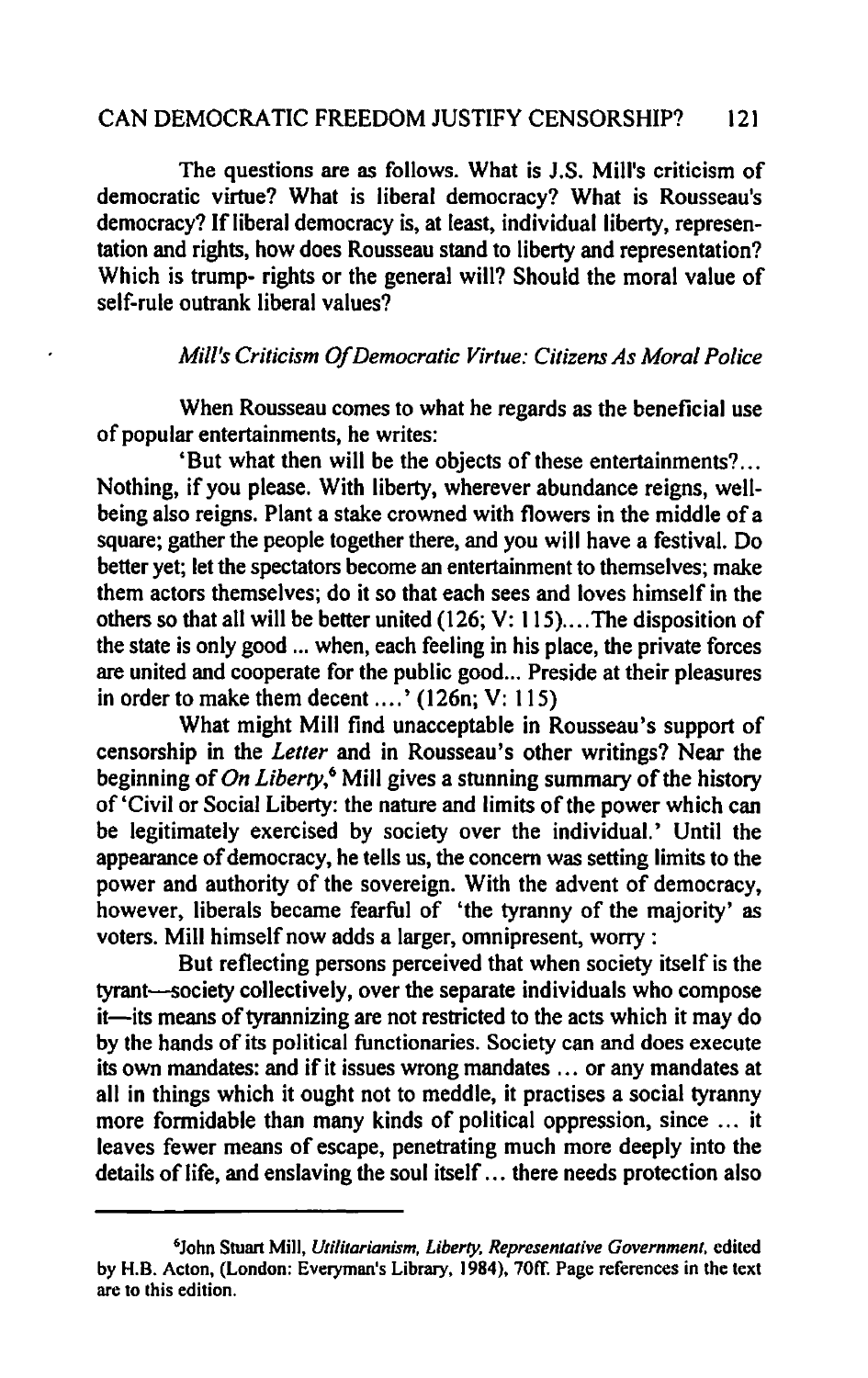The questions are as follows. What is J.S. Mill's criticism of democratic virtue? What is liberal democracy? What is Rousseau's democracy? If liberal democracy is, at least, individual liberty, representation and rights, how does Rousseau stand to liberty and representation? Which is trump- rights or the general will? Should the moral value of self-rule outrank liberal values?

*Mill's Criticism Of Democratic Virtue: Citizens As Moral Police*

When Rousseau comes to what he regards as the beneficial use of popular entertainments, he writes:

'But what then will be the objects of these entertainments?... Nothing, if you please. With liberty, wherever abundance reigns, well-being also reigns. Plant a stake crowned with flowers in the middle of a square; gather the people together there, and you will have a festival. Do better yet; let the spectators become an entertainment to themselves; make them actors themselves; do it so that each sees and loves himself in the others so that all will be better united (126; V: 115)....The disposition of the state is only good ... when, each feeling in his place, the private forces are united and cooperate for the public good... Preside at their pleasures in order to make them decent ....' (126n; V: 115)

What might Mill find unacceptable in Rousseau's support of censorship in the *Letter* and in Rousseau's other writings? Near the beginning of *On Liberty*,[6] Mill gives a stunning summary of the history of 'Civil or Social Liberty: the nature and limits of the power which can be legitimately exercised by society over the individual.' Until the appearance of democracy, he tells us, the concern was setting limits to the power and authority of the sovereign. With the advent of democracy, however, liberals became fearful of 'the tyranny of the majority' as voters. Mill himself now adds a larger, omnipresent, worry :

But reflecting persons perceived that when society itself is the tyrant—society collectively, over the separate individuals who compose it—its means of tyrannizing are not restricted to the acts which it may do by the hands of its political functionaries. Society can and does execute its own mandates: and if it issues wrong mandates ... or any mandates at all in things which it ought not to meddle, it practises a social tyranny more formidable than many kinds of political oppression, since ... it leaves fewer means of escape, penetrating much more deeply into the details of life, and enslaving the soul itself ... there needs protection also

---

[6]John Stuart Mill, *Utilitarianism, Liberty, Representative Government*, edited by H.B. Acton, (London: Everyman's Library, 1984), 70ff. Page references in the text are to this edition.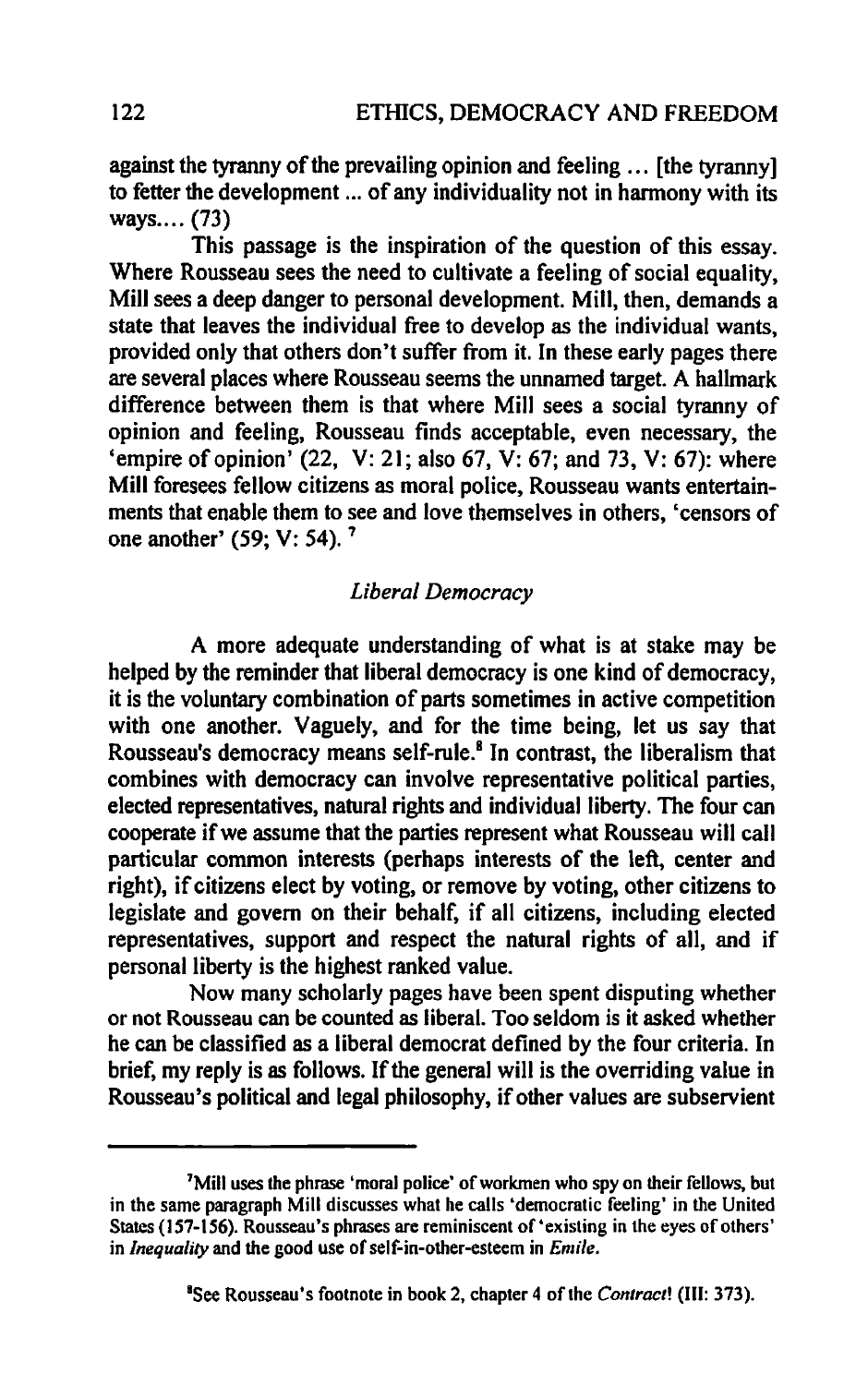against the tyranny of the prevailing opinion and feeling ... [the tyranny] to fetter the development ... of any individuality not in harmony with its ways.... (73)

This passage is the inspiration of the question of this essay. Where Rousseau sees the need to cultivate a feeling of social equality, Mill sees a deep danger to personal development. Mill, then, demands a state that leaves the individual free to develop as the individual wants, provided only that others don't suffer from it. In these early pages there are several places where Rousseau seems the unnamed target. A hallmark difference between them is that where Mill sees a social tyranny of opinion and feeling, Rousseau finds acceptable, even necessary, the 'empire of opinion' (22, V: 21; also 67, V: 67; and 73, V: 67): where Mill foresees fellow citizens as moral police, Rousseau wants entertainments that enable them to see and love themselves in others, 'censors of one another' (59; V: 54). [7]

## *Liberal Democracy*

A more adequate understanding of what is at stake may be helped by the reminder that liberal democracy is one kind of democracy, it is the voluntary combination of parts sometimes in active competition with one another. Vaguely, and for the time being, let us say that Rousseau's democracy means self-rule.[8] In contrast, the liberalism that combines with democracy can involve representative political parties, elected representatives, natural rights and individual liberty. The four can cooperate if we assume that the parties represent what Rousseau will call particular common interests (perhaps interests of the left, center and right), if citizens elect by voting, or remove by voting, other citizens to legislate and govern on their behalf, if all citizens, including elected representatives, support and respect the natural rights of all, and if personal liberty is the highest ranked value.

Now many scholarly pages have been spent disputing whether or not Rousseau can be counted as liberal. Too seldom is it asked whether he can be classified as a liberal democrat defined by the four criteria. In brief, my reply is as follows. If the general will is the overriding value in Rousseau's political and legal philosophy, if other values are subservient

---

[7] Mill uses the phrase 'moral police' of workmen who spy on their fellows, but in the same paragraph Mill discusses what he calls 'democratic feeling' in the United States (157-156). Rousseau's phrases are reminiscent of 'existing in the eyes of others' in *Inequality* and the good use of self-in-other-esteem in *Emile*.

[8] See Rousseau's footnote in book 2, chapter 4 of the *Contract*! (III: 373).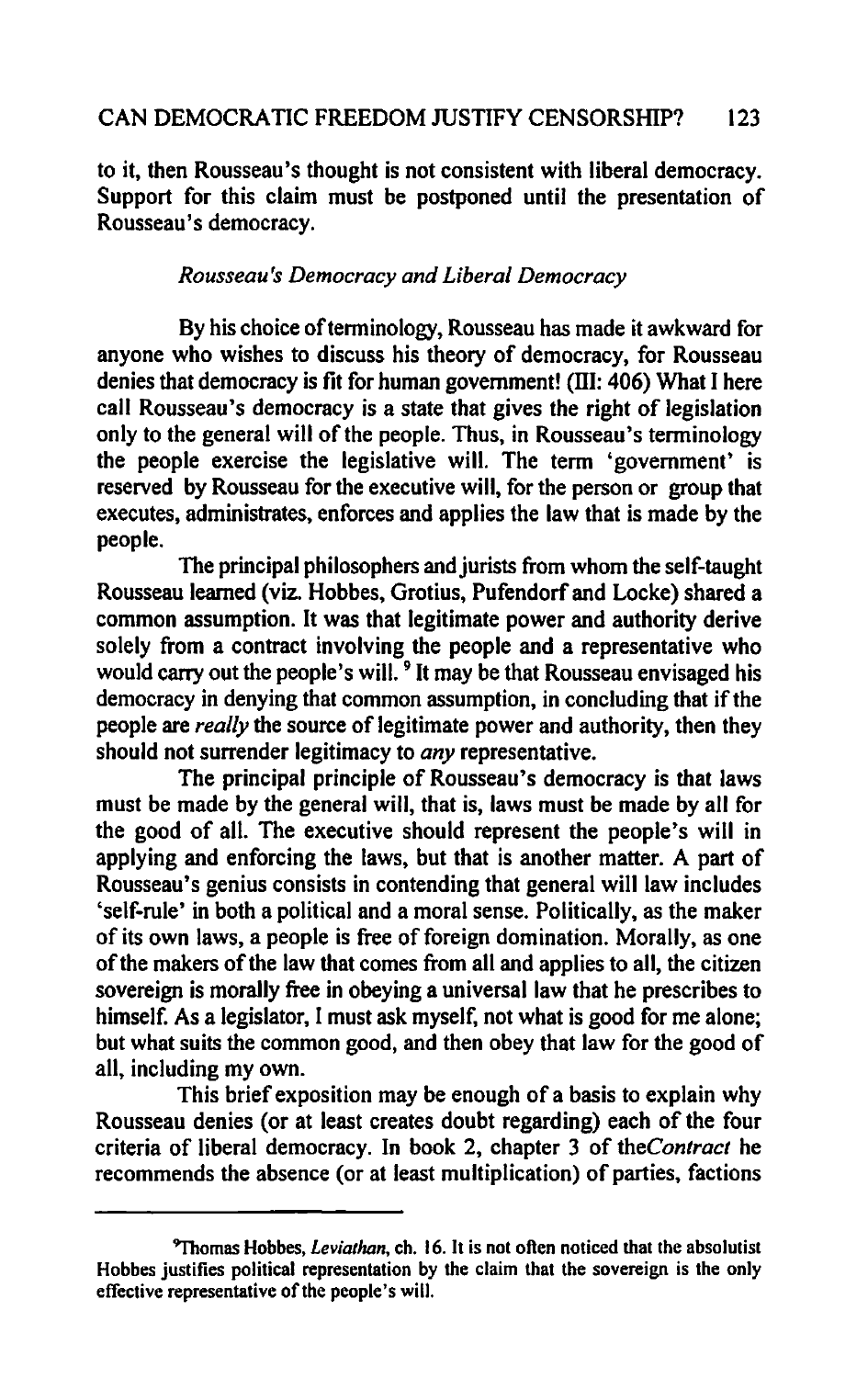to it, then Rousseau's thought is not consistent with liberal democracy. Support for this claim must be postponed until the presentation of Rousseau's democracy.

### *Rousseau's Democracy and Liberal Democracy*

By his choice of terminology, Rousseau has made it awkward for anyone who wishes to discuss his theory of democracy, for Rousseau denies that democracy is fit for human government! (III: 406) What I here call Rousseau's democracy is a state that gives the right of legislation only to the general will of the people. Thus, in Rousseau's terminology the people exercise the legislative will. The term 'government' is reserved by Rousseau for the executive will, for the person or group that executes, administrates, enforces and applies the law that is made by the people.

The principal philosophers and jurists from whom the self-taught Rousseau learned (viz. Hobbes, Grotius, Pufendorf and Locke) shared a common assumption. It was that legitimate power and authority derive solely from a contract involving the people and a representative who would carry out the people's will.[9] It may be that Rousseau envisaged his democracy in denying that common assumption, in concluding that if the people are *really* the source of legitimate power and authority, then they should not surrender legitimacy to *any* representative.

The principal principle of Rousseau's democracy is that laws must be made by the general will, that is, laws must be made by all for the good of all. The executive should represent the people's will in applying and enforcing the laws, but that is another matter. A part of Rousseau's genius consists in contending that general will law includes 'self-rule' in both a political and a moral sense. Politically, as the maker of its own laws, a people is free of foreign domination. Morally, as one of the makers of the law that comes from all and applies to all, the citizen sovereign is morally free in obeying a universal law that he prescribes to himself. As a legislator, I must ask myself, not what is good for me alone; but what suits the common good, and then obey that law for the good of all, including my own.

This brief exposition may be enough of a basis to explain why Rousseau denies (or at least creates doubt regarding) each of the four criteria of liberal democracy. In book 2, chapter 3 of the*Contract* he recommends the absence (or at least multiplication) of parties, factions

---

[9] Thomas Hobbes, *Leviathan*, ch. 16. It is not often noticed that the absolutist Hobbes justifies political representation by the claim that the sovereign is the only effective representative of the people's will.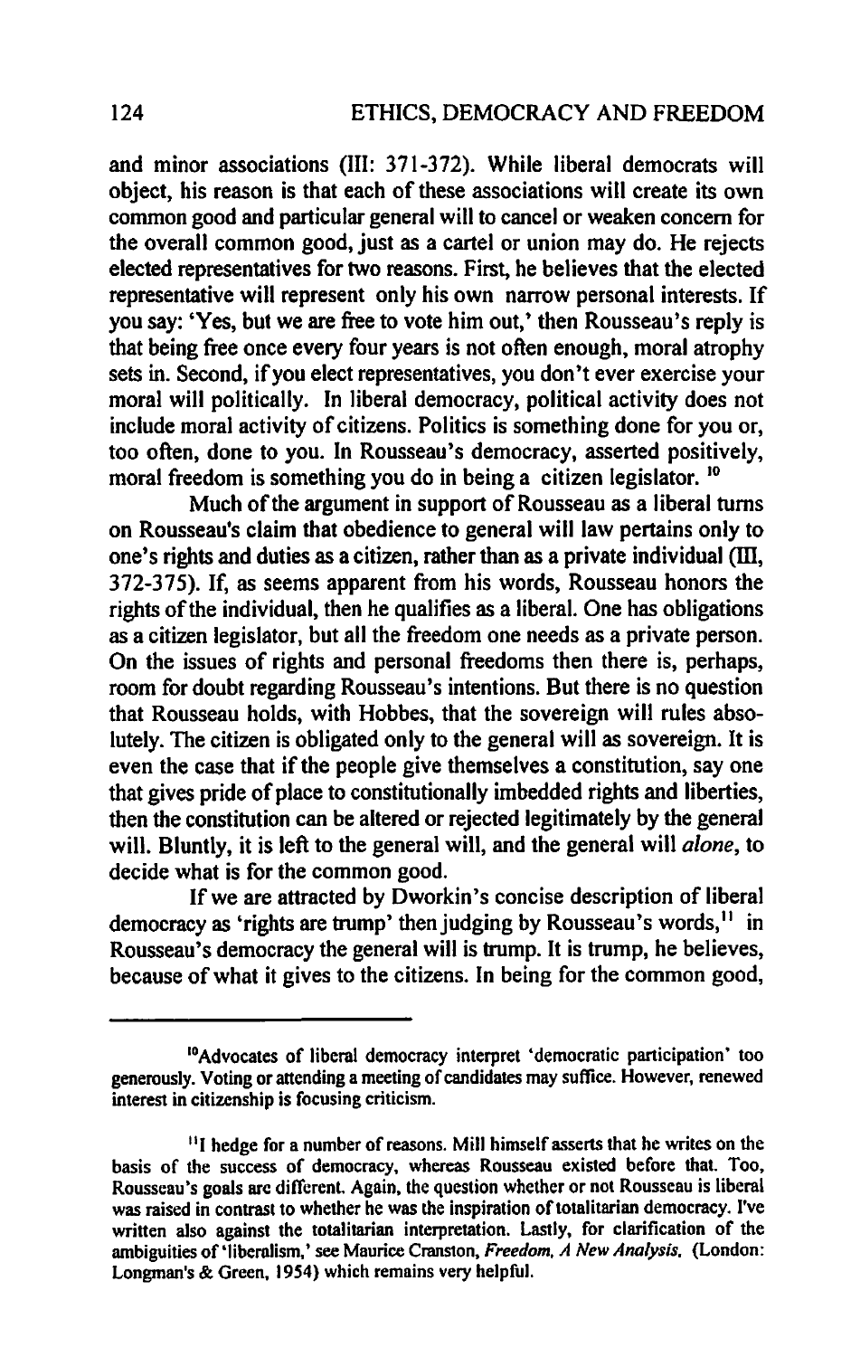and minor associations (III: 371-372). While liberal democrats will object, his reason is that each of these associations will create its own common good and particular general will to cancel or weaken concern for the overall common good, just as a cartel or union may do. He rejects elected representatives for two reasons. First, he believes that the elected representative will represent only his own narrow personal interests. If you say: 'Yes, but we are free to vote him out,' then Rousseau's reply is that being free once every four years is not often enough, moral atrophy sets in. Second, if you elect representatives, you don't ever exercise your moral will politically. In liberal democracy, political activity does not include moral activity of citizens. Politics is something done for you or, too often, done to you. In Rousseau's democracy, asserted positively, moral freedom is something you do in being a citizen legislator. [10]

Much of the argument in support of Rousseau as a liberal turns on Rousseau's claim that obedience to general will law pertains only to one's rights and duties as a citizen, rather than as a private individual (III, 372-375). If, as seems apparent from his words, Rousseau honors the rights of the individual, then he qualifies as a liberal. One has obligations as a citizen legislator, but all the freedom one needs as a private person. On the issues of rights and personal freedoms then there is, perhaps, room for doubt regarding Rousseau's intentions. But there is no question that Rousseau holds, with Hobbes, that the sovereign will rules absolutely. The citizen is obligated only to the general will as sovereign. It is even the case that if the people give themselves a constitution, say one that gives pride of place to constitutionally imbedded rights and liberties, then the constitution can be altered or rejected legitimately by the general will. Bluntly, it is left to the general will, and the general will *alone*, to decide what is for the common good.

If we are attracted by Dworkin's concise description of liberal democracy as 'rights are trump' then judging by Rousseau's words,[11] in Rousseau's democracy the general will is trump. It is trump, he believes, because of what it gives to the citizens. In being for the common good,

---

[10]Advocates of liberal democracy interpret 'democratic participation' too generously. Voting or attending a meeting of candidates may suffice. However, renewed interest in citizenship is focusing criticism.

[11]I hedge for a number of reasons. Mill himself asserts that he writes on the basis of the success of democracy, whereas Rousseau existed before that. Too, Rousseau's goals are different. Again, the question whether or not Rousseau is liberal was raised in contrast to whether he was the inspiration of totalitarian democracy. I've written also against the totalitarian interpretation. Lastly, for clarification of the ambiguities of 'liberalism,' see Maurice Cranston, *Freedom, A New Analysis*, (London: Longman's & Green, 1954) which remains very helpful.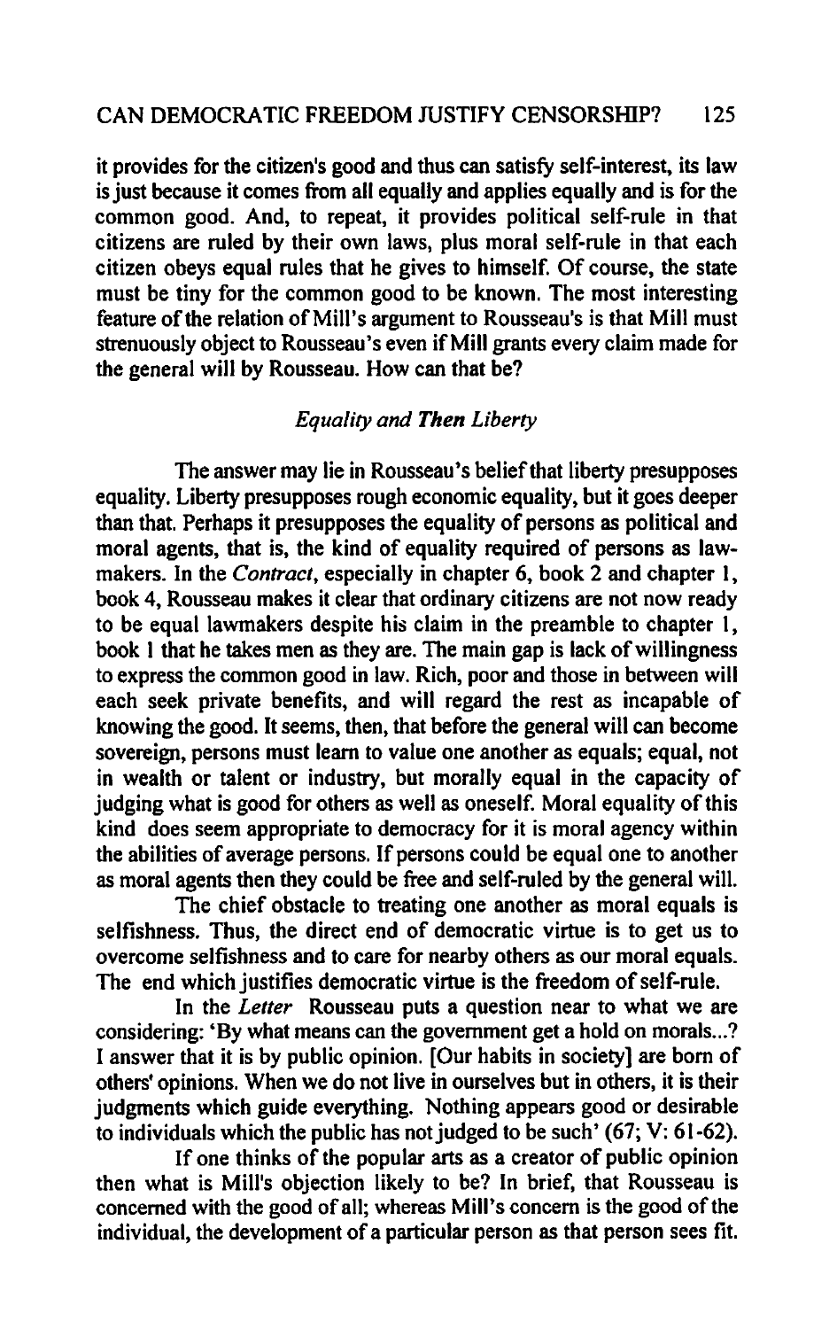it provides for the citizen's good and thus can satisfy self-interest, its law is just because it comes from all equally and applies equally and is for the common good. And, to repeat, it provides political self-rule in that citizens are ruled by their own laws, plus moral self-rule in that each citizen obeys equal rules that he gives to himself. Of course, the state must be tiny for the common good to be known. The most interesting feature of the relation of Mill's argument to Rousseau's is that Mill must strenuously object to Rousseau's even if Mill grants every claim made for the general will by Rousseau. How can that be?

### *Equality and Then Liberty*

The answer may lie in Rousseau's belief that liberty presupposes equality. Liberty presupposes rough economic equality, but it goes deeper than that. Perhaps it presupposes the equality of persons as political and moral agents, that is, the kind of equality required of persons as law-makers. In the *Contract*, especially in chapter 6, book 2 and chapter 1, book 4, Rousseau makes it clear that ordinary citizens are not now ready to be equal lawmakers despite his claim in the preamble to chapter 1, book 1 that he takes men as they are. The main gap is lack of willingness to express the common good in law. Rich, poor and those in between will each seek private benefits, and will regard the rest as incapable of knowing the good. It seems, then, that before the general will can become sovereign, persons must learn to value one another as equals; equal, not in wealth or talent or industry, but morally equal in the capacity of judging what is good for others as well as oneself. Moral equality of this kind does seem appropriate to democracy for it is moral agency within the abilities of average persons. If persons could be equal one to another as moral agents then they could be free and self-ruled by the general will.

The chief obstacle to treating one another as moral equals is selfishness. Thus, the direct end of democratic virtue is to get us to overcome selfishness and to care for nearby others as our moral equals. The end which justifies democratic virtue is the freedom of self-rule.

In the *Letter* Rousseau puts a question near to what we are considering: 'By what means can the government get a hold on morals...? I answer that it is by public opinion. [Our habits in society] are born of others' opinions. When we do not live in ourselves but in others, it is their judgments which guide everything. Nothing appears good or desirable to individuals which the public has not judged to be such' (67; V: 61-62).

If one thinks of the popular arts as a creator of public opinion then what is Mill's objection likely to be? In brief, that Rousseau is concerned with the good of all; whereas Mill's concern is the good of the individual, the development of a particular person as that person sees fit.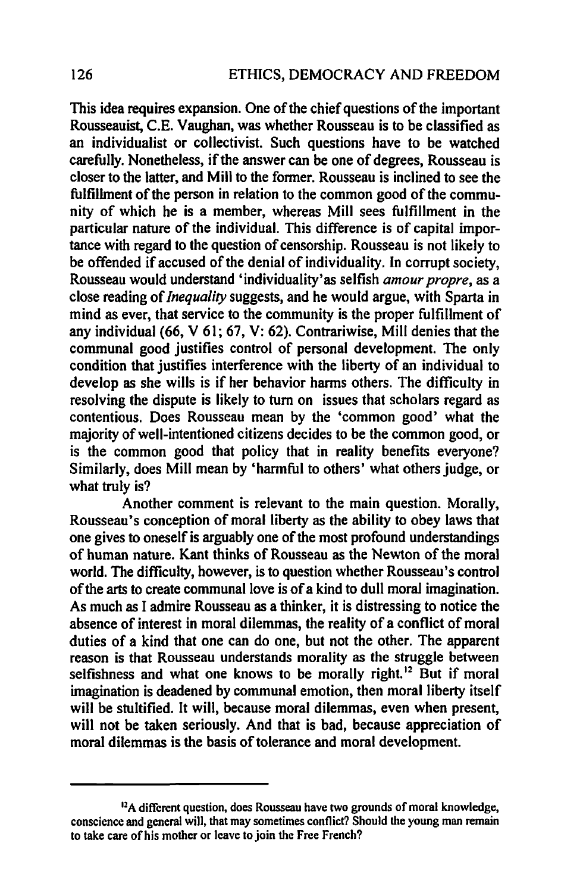This idea requires expansion. One of the chief questions of the important Rousseauist, C.E. Vaughan, was whether Rousseau is to be classified as an individualist or collectivist. Such questions have to be watched carefully. Nonetheless, if the answer can be one of degrees, Rousseau is closer to the latter, and Mill to the former. Rousseau is inclined to see the fulfillment of the person in relation to the common good of the community of which he is a member, whereas Mill sees fulfillment in the particular nature of the individual. This difference is of capital importance with regard to the question of censorship. Rousseau is not likely to be offended if accused of the denial of individuality. In corrupt society, Rousseau would understand 'individuality'as selfish *amour propre*, as a close reading of *Inequality* suggests, and he would argue, with Sparta in mind as ever, that service to the community is the proper fulfillment of any individual (66, V 61; 67, V: 62). Contrariwise, Mill denies that the communal good justifies control of personal development. The only condition that justifies interference with the liberty of an individual to develop as she wills is if her behavior harms others. The difficulty in resolving the dispute is likely to turn on issues that scholars regard as contentious. Does Rousseau mean by the 'common good' what the majority of well-intentioned citizens decides to be the common good, or is the common good that policy that in reality benefits everyone? Similarly, does Mill mean by 'harmful to others' what others judge, or what truly is?

Another comment is relevant to the main question. Morally, Rousseau's conception of moral liberty as the ability to obey laws that one gives to oneself is arguably one of the most profound understandings of human nature. Kant thinks of Rousseau as the Newton of the moral world. The difficulty, however, is to question whether Rousseau's control of the arts to create communal love is of a kind to dull moral imagination. As much as I admire Rousseau as a thinker, it is distressing to notice the absence of interest in moral dilemmas, the reality of a conflict of moral duties of a kind that one can do one, but not the other. The apparent reason is that Rousseau understands morality as the struggle between selfishness and what one knows to be morally right.[12] But if moral imagination is deadened by communal emotion, then moral liberty itself will be stultified. It will, because moral dilemmas, even when present, will not be taken seriously. And that is bad, because appreciation of moral dilemmas is the basis of tolerance and moral development.

---

[12]A different question, does Rousseau have two grounds of moral knowledge, conscience and general will, that may sometimes conflict? Should the young man remain to take care of his mother or leave to join the Free French?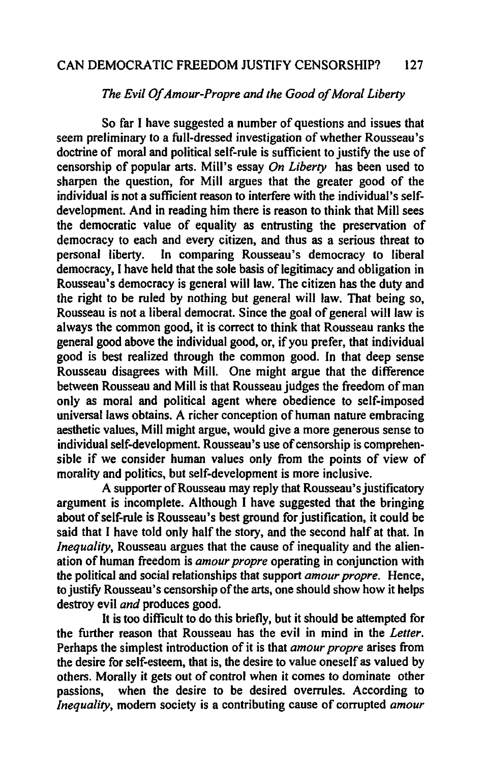### *The Evil Of Amour-Propre and the Good of Moral Liberty*

So far I have suggested a number of questions and issues that seem preliminary to a full-dressed investigation of whether Rousseau's doctrine of moral and political self-rule is sufficient to justify the use of censorship of popular arts. Mill's essay *On Liberty* has been used to sharpen the question, for Mill argues that the greater good of the individual is not a sufficient reason to interfere with the individual's self-development. And in reading him there is reason to think that Mill sees the democratic value of equality as entrusting the preservation of democracy to each and every citizen, and thus as a serious threat to personal liberty. In comparing Rousseau's democracy to liberal democracy, I have held that the sole basis of legitimacy and obligation in Rousseau's democracy is general will law. The citizen has the duty and the right to be ruled by nothing but general will law. That being so, Rousseau is not a liberal democrat. Since the goal of general will law is always the common good, it is correct to think that Rousseau ranks the general good above the individual good, or, if you prefer, that individual good is best realized through the common good. In that deep sense Rousseau disagrees with Mill. One might argue that the difference between Rousseau and Mill is that Rousseau judges the freedom of man only as moral and political agent where obedience to self-imposed universal laws obtains. A richer conception of human nature embracing aesthetic values, Mill might argue, would give a more generous sense to individual self-development. Rousseau's use of censorship is comprehensible if we consider human values only from the points of view of morality and politics, but self-development is more inclusive.

A supporter of Rousseau may reply that Rousseau's justificatory argument is incomplete. Although I have suggested that the bringing about of self-rule is Rousseau's best ground for justification, it could be said that I have told only half the story, and the second half at that. In *Inequality*, Rousseau argues that the cause of inequality and the alienation of human freedom is *amour propre* operating in conjunction with the political and social relationships that support *amour propre*. Hence, to justify Rousseau's censorship of the arts, one should show how it helps destroy evil *and* produces good.

It is too difficult to do this briefly, but it should be attempted for the further reason that Rousseau has the evil in mind in the *Letter*. Perhaps the simplest introduction of it is that *amour propre* arises from the desire for self-esteem, that is, the desire to value oneself as valued by others. Morally it gets out of control when it comes to dominate other passions, when the desire to be desired overrules. According to *Inequality*, modern society is a contributing cause of corrupted *amour*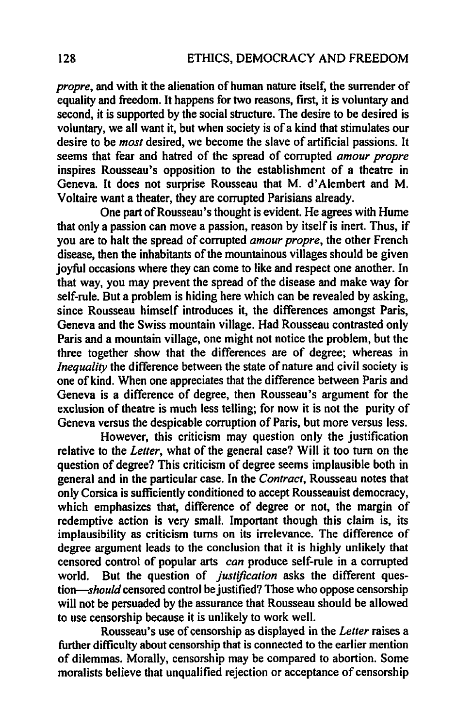*propre*, and with it the alienation of human nature itself, the surrender of equality and freedom. It happens for two reasons, first, it is voluntary and second, it is supported by the social structure. The desire to be desired is voluntary, we all want it, but when society is of a kind that stimulates our desire to be *most* desired, we become the slave of artificial passions. It seems that fear and hatred of the spread of corrupted *amour propre* inspires Rousseau's opposition to the establishment of a theatre in Geneva. It does not surprise Rousseau that M. d'Alembert and M. Voltaire want a theater, they are corrupted Parisians already.

One part of Rousseau's thought is evident. He agrees with Hume that only a passion can move a passion, reason by itself is inert. Thus, if you are to halt the spread of corrupted *amour propre*, the other French disease, then the inhabitants of the mountainous villages should be given joyful occasions where they can come to like and respect one another. In that way, you may prevent the spread of the disease and make way for self-rule. But a problem is hiding here which can be revealed by asking, since Rousseau himself introduces it, the differences amongst Paris, Geneva and the Swiss mountain village. Had Rousseau contrasted only Paris and a mountain village, one might not notice the problem, but the three together show that the differences are of degree; whereas in *Inequality* the difference between the state of nature and civil society is one of kind. When one appreciates that the difference between Paris and Geneva is a difference of degree, then Rousseau's argument for the exclusion of theatre is much less telling; for now it is not the purity of Geneva versus the despicable corruption of Paris, but more versus less.

However, this criticism may question only the justification relative to the *Letter*, what of the general case? Will it too turn on the question of degree? This criticism of degree seems implausible both in general and in the particular case. In the *Contract*, Rousseau notes that only Corsica is sufficiently conditioned to accept Rousseauist democracy, which emphasizes that, difference of degree or not, the margin of redemptive action is very small. Important though this claim is, its implausibility as criticism turns on its irrelevance. The difference of degree argument leads to the conclusion that it is highly unlikely that censored control of popular arts *can* produce self-rule in a corrupted world. But the question of *justification* asks the different question—*should* censored control be justified? Those who oppose censorship will not be persuaded by the assurance that Rousseau should be allowed to use censorship because it is unlikely to work well.

Rousseau's use of censorship as displayed in the *Letter* raises a further difficulty about censorship that is connected to the earlier mention of dilemmas. Morally, censorship may be compared to abortion. Some moralists believe that unqualified rejection or acceptance of censorship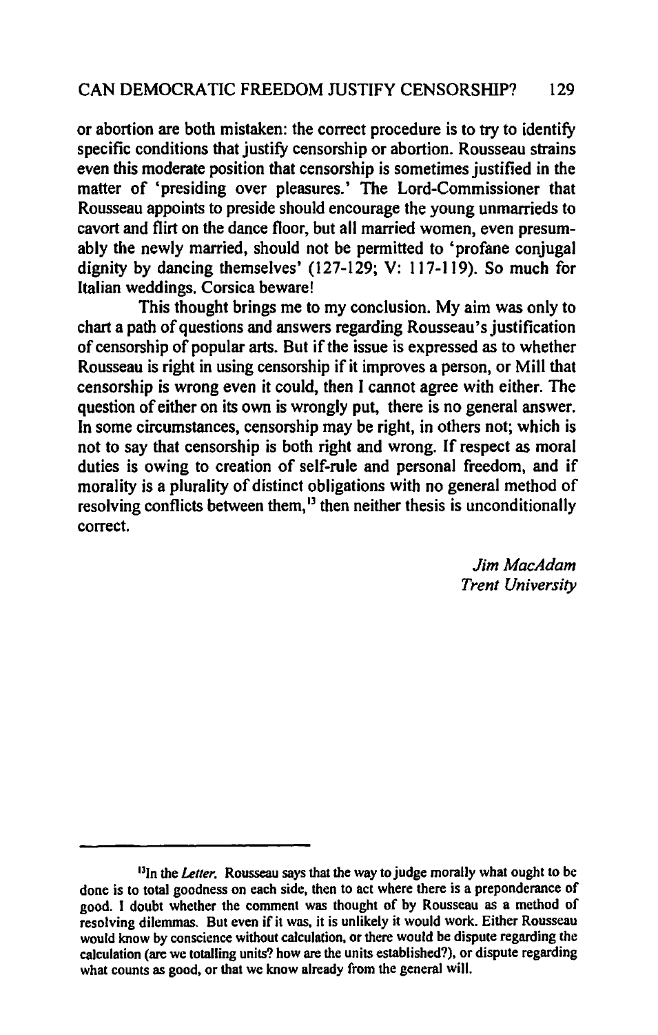or abortion are both mistaken: the correct procedure is to try to identify specific conditions that justify censorship or abortion. Rousseau strains even this moderate position that censorship is sometimes justified in the matter of 'presiding over pleasures.' The Lord-Commissioner that Rousseau appoints to preside should encourage the young unmarrieds to cavort and flirt on the dance floor, but all married women, even presumably the newly married, should not be permitted to 'profane conjugal dignity by dancing themselves' (127-129; V: 117-119). So much for Italian weddings. Corsica beware!

This thought brings me to my conclusion. My aim was only to chart a path of questions and answers regarding Rousseau's justification of censorship of popular arts. But if the issue is expressed as to whether Rousseau is right in using censorship if it improves a person, or Mill that censorship is wrong even it could, then I cannot agree with either. The question of either on its own is wrongly put, there is no general answer. In some circumstances, censorship may be right, in others not; which is not to say that censorship is both right and wrong. If respect as moral duties is owing to creation of self-rule and personal freedom, and if morality is a plurality of distinct obligations with no general method of resolving conflicts between them,[13] then neither thesis is unconditionally correct.

*Jim MacAdam*
*Trent University*

---

[13]In the *Letter*, Rousseau says that the way to judge morally what ought to be done is to total goodness on each side, then to act where there is a preponderance of good. I doubt whether the comment was thought of by Rousseau as a method of resolving dilemmas. But even if it was, it is unlikely it would work. Either Rousseau would know by conscience without calculation, or there would be dispute regarding the calculation (are we totalling units? how are the units established?), or dispute regarding what counts as good, or that we know already from the general will.